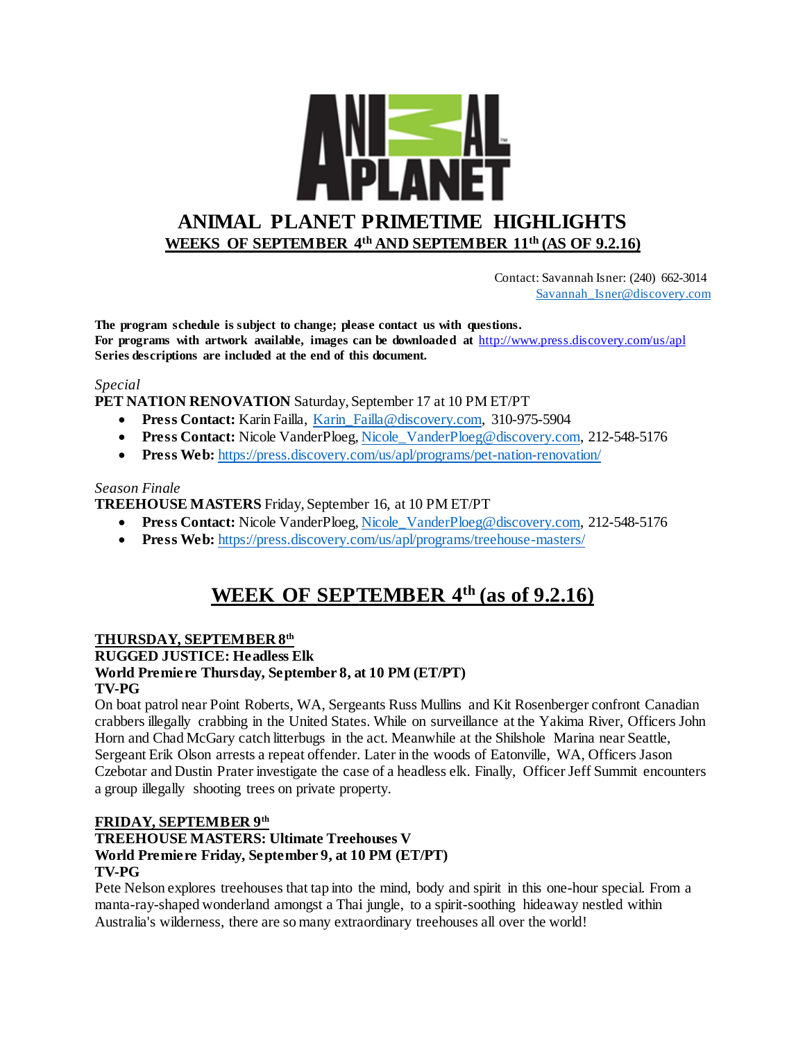# ANIMAL PLANET PRIMETIME HIGHLIGHTS

**WEEKS OF SEPTEMBER 4th AND SEPTEMBER 11th (AS OF 9.2.16)**

Contact: Savannah Isner: (240) 662-3014
Savannah_Isner@discovery.com

**The program schedule is subject to change; please contact us with questions.**
**For programs with artwork available, images can be downloaded at** http://www.press.discovery.com/us/apl
**Series descriptions are included at the end of this document.**

*Special*
**PET NATION RENOVATION** Saturday, September 17 at 10 PM ET/PT

- **Press Contact:** Karin Failla, Karin_Failla@discovery.com, 310-975-5904
- **Press Contact:** Nicole VanderPloeg, Nicole_VanderPloeg@discovery.com, 212-548-5176
- **Press Web:** https://press.discovery.com/us/apl/programs/pet-nation-renovation/

*Season Finale*
**TREEHOUSE MASTERS** Friday, September 16, at 10 PM ET/PT

- **Press Contact:** Nicole VanderPloeg, Nicole_VanderPloeg@discovery.com, 212-548-5176
- **Press Web:** https://press.discovery.com/us/apl/programs/treehouse-masters/

## WEEK OF SEPTEMBER 4th (as of 9.2.16)

**THURSDAY, SEPTEMBER 8th**
**RUGGED JUSTICE: Headless Elk**
**World Premiere Thursday, September 8, at 10 PM (ET/PT)**
**TV-PG**
On boat patrol near Point Roberts, WA, Sergeants Russ Mullins and Kit Rosenberger confront Canadian crabbers illegally crabbing in the United States. While on surveillance at the Yakima River, Officers John Horn and Chad McGary catch litterbugs in the act. Meanwhile at the Shilshole Marina near Seattle, Sergeant Erik Olson arrests a repeat offender. Later in the woods of Eatonville, WA, Officers Jason Czebotar and Dustin Prater investigate the case of a headless elk. Finally, Officer Jeff Summit encounters a group illegally shooting trees on private property.

**FRIDAY, SEPTEMBER 9th**
**TREEHOUSE MASTERS: Ultimate Treehouses V**
**World Premiere Friday, September 9, at 10 PM (ET/PT)**
**TV-PG**
Pete Nelson explores treehouses that tap into the mind, body and spirit in this one-hour special. From a manta-ray-shaped wonderland amongst a Thai jungle, to a spirit-soothing hideaway nestled within Australia's wilderness, there are so many extraordinary treehouses all over the world!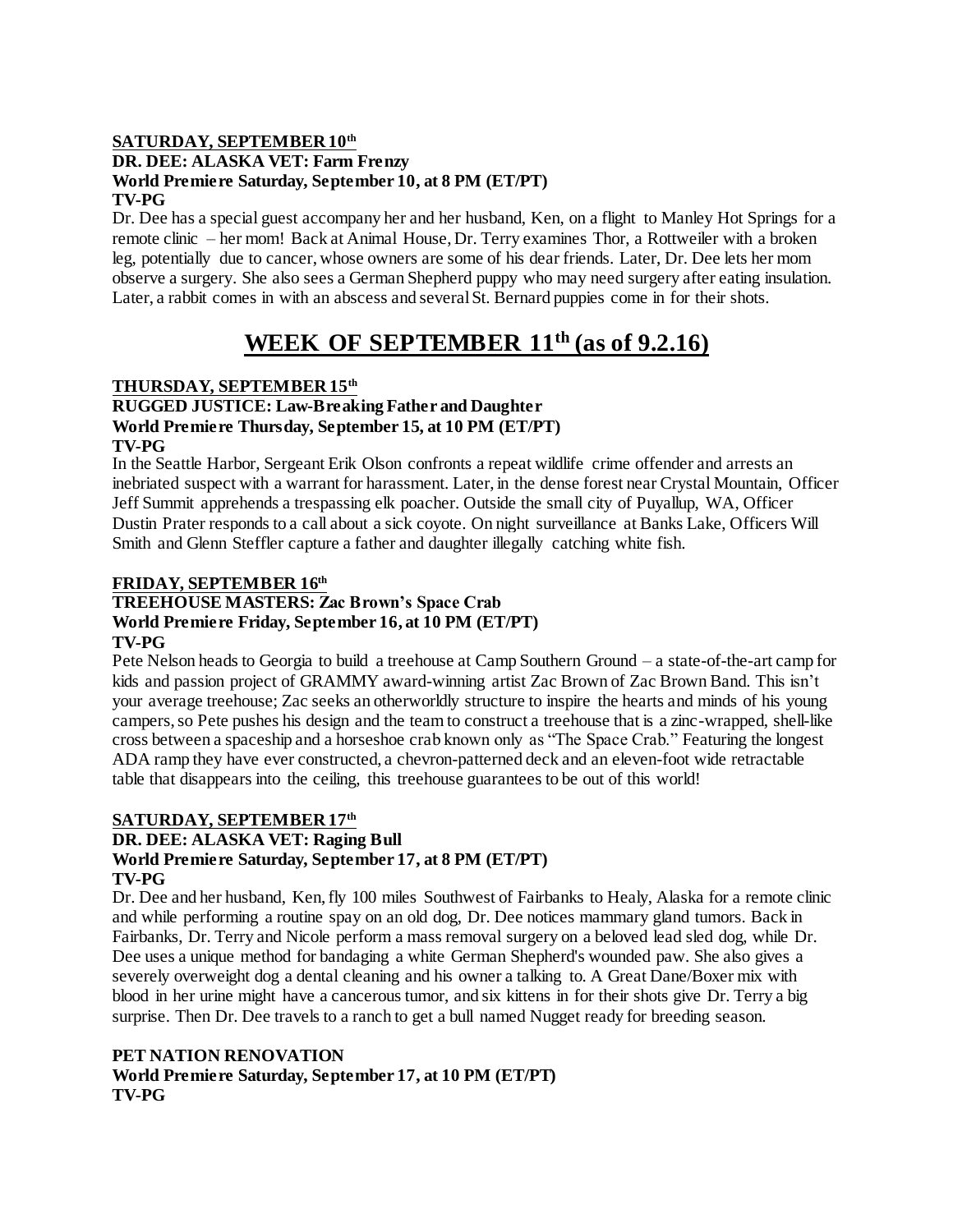**SATURDAY, SEPTEMBER 10th**

**DR. DEE: ALASKA VET: Farm Frenzy**
**World Premiere Saturday, September 10, at 8 PM (ET/PT)**
**TV-PG**

Dr. Dee has a special guest accompany her and her husband, Ken, on a flight to Manley Hot Springs for a remote clinic – her mom! Back at Animal House, Dr. Terry examines Thor, a Rottweiler with a broken leg, potentially due to cancer, whose owners are some of his dear friends. Later, Dr. Dee lets her mom observe a surgery. She also sees a German Shepherd puppy who may need surgery after eating insulation. Later, a rabbit comes in with an abscess and several St. Bernard puppies come in for their shots.

# WEEK OF SEPTEMBER 11th (as of 9.2.16)

**THURSDAY, SEPTEMBER 15th**

**RUGGED JUSTICE: Law-Breaking Father and Daughter**
**World Premiere Thursday, September 15, at 10 PM (ET/PT)**
**TV-PG**

In the Seattle Harbor, Sergeant Erik Olson confronts a repeat wildlife crime offender and arrests an inebriated suspect with a warrant for harassment. Later, in the dense forest near Crystal Mountain, Officer Jeff Summit apprehends a trespassing elk poacher. Outside the small city of Puyallup, WA, Officer Dustin Prater responds to a call about a sick coyote. On night surveillance at Banks Lake, Officers Will Smith and Glenn Steffler capture a father and daughter illegally catching white fish.

**FRIDAY, SEPTEMBER 16th**

**TREEHOUSE MASTERS: Zac Brown's Space Crab**
**World Premiere Friday, September 16, at 10 PM (ET/PT)**
**TV-PG**

Pete Nelson heads to Georgia to build a treehouse at Camp Southern Ground – a state-of-the-art camp for kids and passion project of GRAMMY award-winning artist Zac Brown of Zac Brown Band. This isn't your average treehouse; Zac seeks an otherworldly structure to inspire the hearts and minds of his young campers, so Pete pushes his design and the team to construct a treehouse that is a zinc-wrapped, shell-like cross between a spaceship and a horseshoe crab known only as "The Space Crab." Featuring the longest ADA ramp they have ever constructed, a chevron-patterned deck and an eleven-foot wide retractable table that disappears into the ceiling, this treehouse guarantees to be out of this world!

**SATURDAY, SEPTEMBER 17th**

**DR. DEE: ALASKA VET: Raging Bull**
**World Premiere Saturday, September 17, at 8 PM (ET/PT)**
**TV-PG**

Dr. Dee and her husband, Ken, fly 100 miles Southwest of Fairbanks to Healy, Alaska for a remote clinic and while performing a routine spay on an old dog, Dr. Dee notices mammary gland tumors. Back in Fairbanks, Dr. Terry and Nicole perform a mass removal surgery on a beloved lead sled dog, while Dr. Dee uses a unique method for bandaging a white German Shepherd's wounded paw. She also gives a severely overweight dog a dental cleaning and his owner a talking to. A Great Dane/Boxer mix with blood in her urine might have a cancerous tumor, and six kittens in for their shots give Dr. Terry a big surprise. Then Dr. Dee travels to a ranch to get a bull named Nugget ready for breeding season.

**PET NATION RENOVATION**
**World Premiere Saturday, September 17, at 10 PM (ET/PT)**
**TV-PG**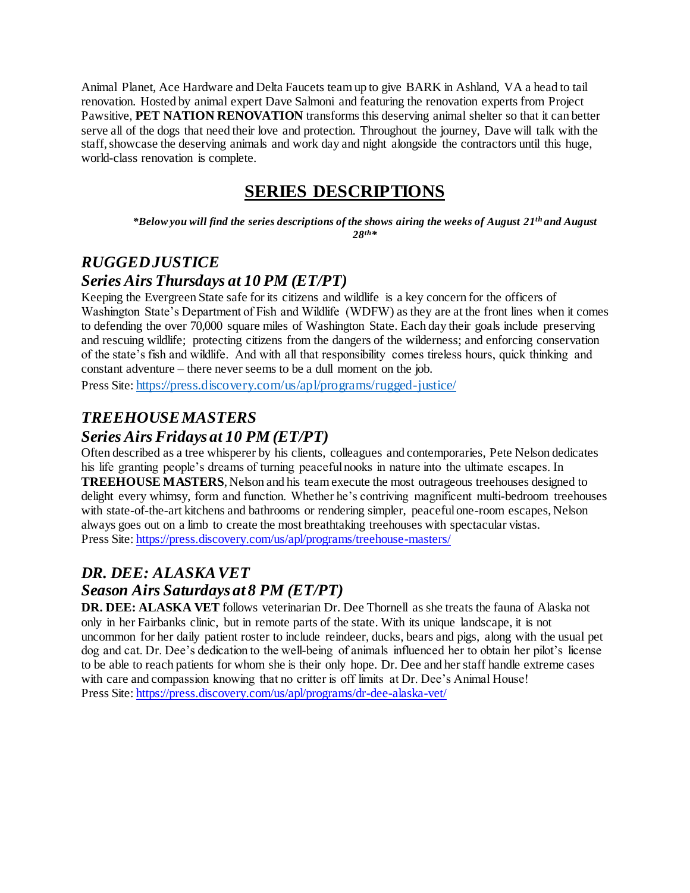Animal Planet, Ace Hardware and Delta Faucets team up to give BARK in Ashland, VA a head to tail renovation. Hosted by animal expert Dave Salmoni and featuring the renovation experts from Project Pawsitive, **PET NATION RENOVATION** transforms this deserving animal shelter so that it can better serve all of the dogs that need their love and protection. Throughout the journey, Dave will talk with the staff, showcase the deserving animals and work day and night alongside the contractors until this huge, world-class renovation is complete.

# SERIES DESCRIPTIONS

***Below you will find the series descriptions of the shows airing the weeks of August 21th and August 28th***

## *RUGGED JUSTICE*
### *Series Airs Thursdays at 10 PM (ET/PT)*

Keeping the Evergreen State safe for its citizens and wildlife is a key concern for the officers of Washington State's Department of Fish and Wildlife (WDFW) as they are at the front lines when it comes to defending the over 70,000 square miles of Washington State. Each day their goals include preserving and rescuing wildlife; protecting citizens from the dangers of the wilderness; and enforcing conservation of the state's fish and wildlife. And with all that responsibility comes tireless hours, quick thinking and constant adventure – there never seems to be a dull moment on the job.

Press Site: https://press.discovery.com/us/apl/programs/rugged-justice/

## *TREEHOUSE MASTERS*
### *Series Airs Fridays at 10 PM (ET/PT)*

Often described as a tree whisperer by his clients, colleagues and contemporaries, Pete Nelson dedicates his life granting people's dreams of turning peaceful nooks in nature into the ultimate escapes. In **TREEHOUSE MASTERS**, Nelson and his team execute the most outrageous treehouses designed to delight every whimsy, form and function. Whether he's contriving magnificent multi-bedroom treehouses with state-of-the-art kitchens and bathrooms or rendering simpler, peaceful one-room escapes, Nelson always goes out on a limb to create the most breathtaking treehouses with spectacular vistas.

Press Site: https://press.discovery.com/us/apl/programs/treehouse-masters/

## *DR. DEE: ALASKA VET*
### *Season Airs Saturdays at 8 PM (ET/PT)*

**DR. DEE: ALASKA VET** follows veterinarian Dr. Dee Thornell as she treats the fauna of Alaska not only in her Fairbanks clinic, but in remote parts of the state. With its unique landscape, it is not uncommon for her daily patient roster to include reindeer, ducks, bears and pigs, along with the usual pet dog and cat. Dr. Dee's dedication to the well-being of animals influenced her to obtain her pilot's license to be able to reach patients for whom she is their only hope. Dr. Dee and her staff handle extreme cases with care and compassion knowing that no critter is off limits at Dr. Dee's Animal House!

Press Site: https://press.discovery.com/us/apl/programs/dr-dee-alaska-vet/